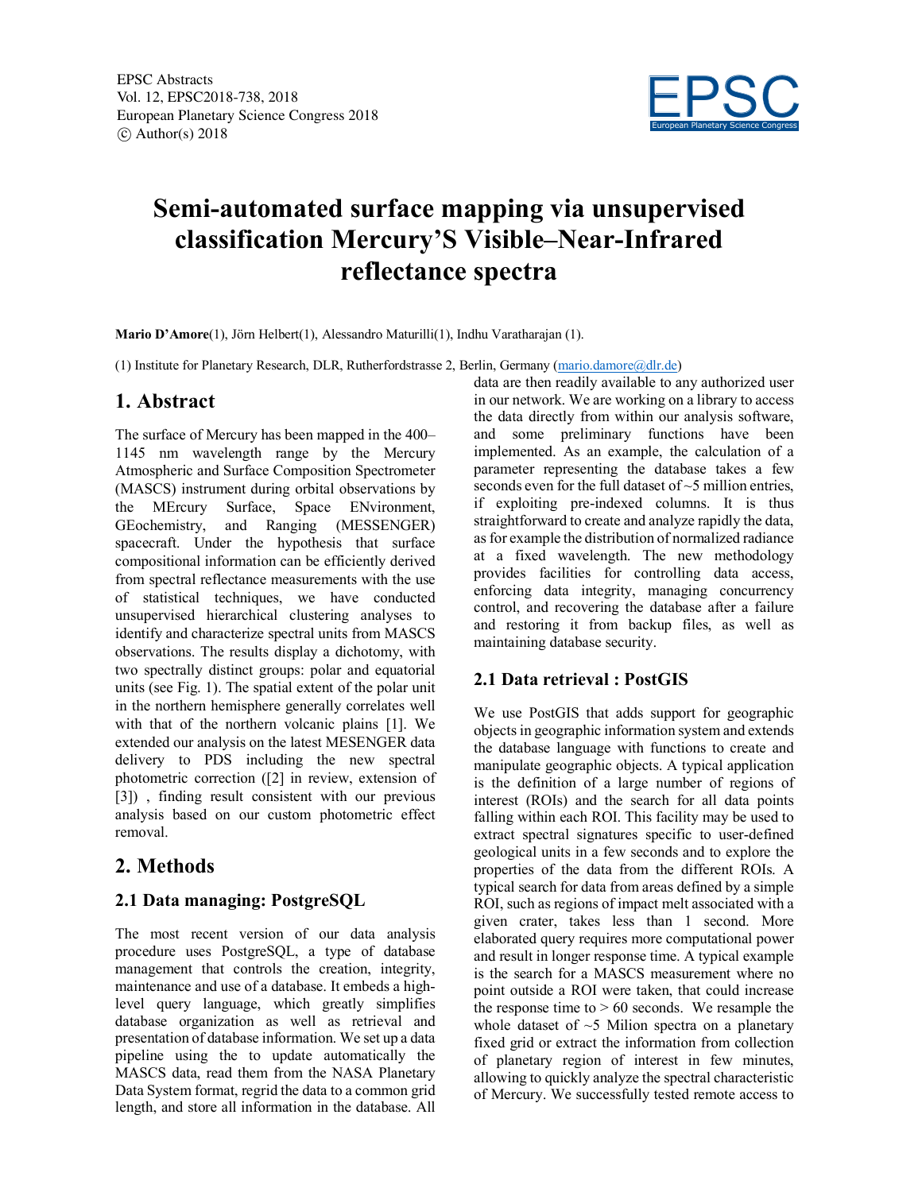# Semi-automated surface mapping via unsupervised classification Mercury'S Visible–Near-Infrared reflectance spectra

**Mario D'Amore**(1), Jörn Helbert(1), Alessandro Maturilli(1), Indhu Varatharajan (1).

(1) Institute for Planetary Research, DLR, Rutherfordstrasse 2, Berlin, Germany (mario.damore@dlr.de)

## 1. Abstract

The surface of Mercury has been mapped in the 400–1145 nm wavelength range by the Mercury Atmospheric and Surface Composition Spectrometer (MASCS) instrument during orbital observations by the MErcury Surface, Space ENvironment, GEochemistry, and Ranging (MESSENGER) spacecraft. Under the hypothesis that surface compositional information can be efficiently derived from spectral reflectance measurements with the use of statistical techniques, we have conducted unsupervised hierarchical clustering analyses to identify and characterize spectral units from MASCS observations. The results display a dichotomy, with two spectrally distinct groups: polar and equatorial units (see Fig. 1). The spatial extent of the polar unit in the northern hemisphere generally correlates well with that of the northern volcanic plains [1]. We extended our analysis on the latest MESENGER data delivery to PDS including the new spectral photometric correction ([2] in review, extension of [3]) , finding result consistent with our previous analysis based on our custom photometric effect removal.

## 2. Methods

### 2.1 Data managing: PostgreSQL

The most recent version of our data analysis procedure uses PostgreSQL, a type of database management that controls the creation, integrity, maintenance and use of a database. It embeds a high-level query language, which greatly simplifies database organization as well as retrieval and presentation of database information. We set up a data pipeline using the to update automatically the MASCS data, read them from the NASA Planetary Data System format, regrid the data to a common grid length, and store all information in the database. All data are then readily available to any authorized user in our network. We are working on a library to access the data directly from within our analysis software, and some preliminary functions have been implemented. As an example, the calculation of a parameter representing the database takes a few seconds even for the full dataset of ~5 million entries, if exploiting pre-indexed columns. It is thus straightforward to create and analyze rapidly the data, as for example the distribution of normalized radiance at a fixed wavelength. The new methodology provides facilities for controlling data access, enforcing data integrity, managing concurrency control, and recovering the database after a failure and restoring it from backup files, as well as maintaining database security.

### 2.1 Data retrieval : PostGIS

We use PostGIS that adds support for geographic objects in geographic information system and extends the database language with functions to create and manipulate geographic objects. A typical application is the definition of a large number of regions of interest (ROIs) and the search for all data points falling within each ROI. This facility may be used to extract spectral signatures specific to user-defined geological units in a few seconds and to explore the properties of the data from the different ROIs. A typical search for data from areas defined by a simple ROI, such as regions of impact melt associated with a given crater, takes less than 1 second. More elaborated query requires more computational power and result in longer response time. A typical example is the search for a MASCS measurement where no point outside a ROI were taken, that could increase the response time to > 60 seconds. We resample the whole dataset of ~5 Milion spectra on a planetary fixed grid or extract the information from collection of planetary region of interest in few minutes, allowing to quickly analyze the spectral characteristic of Mercury. We successfully tested remote access to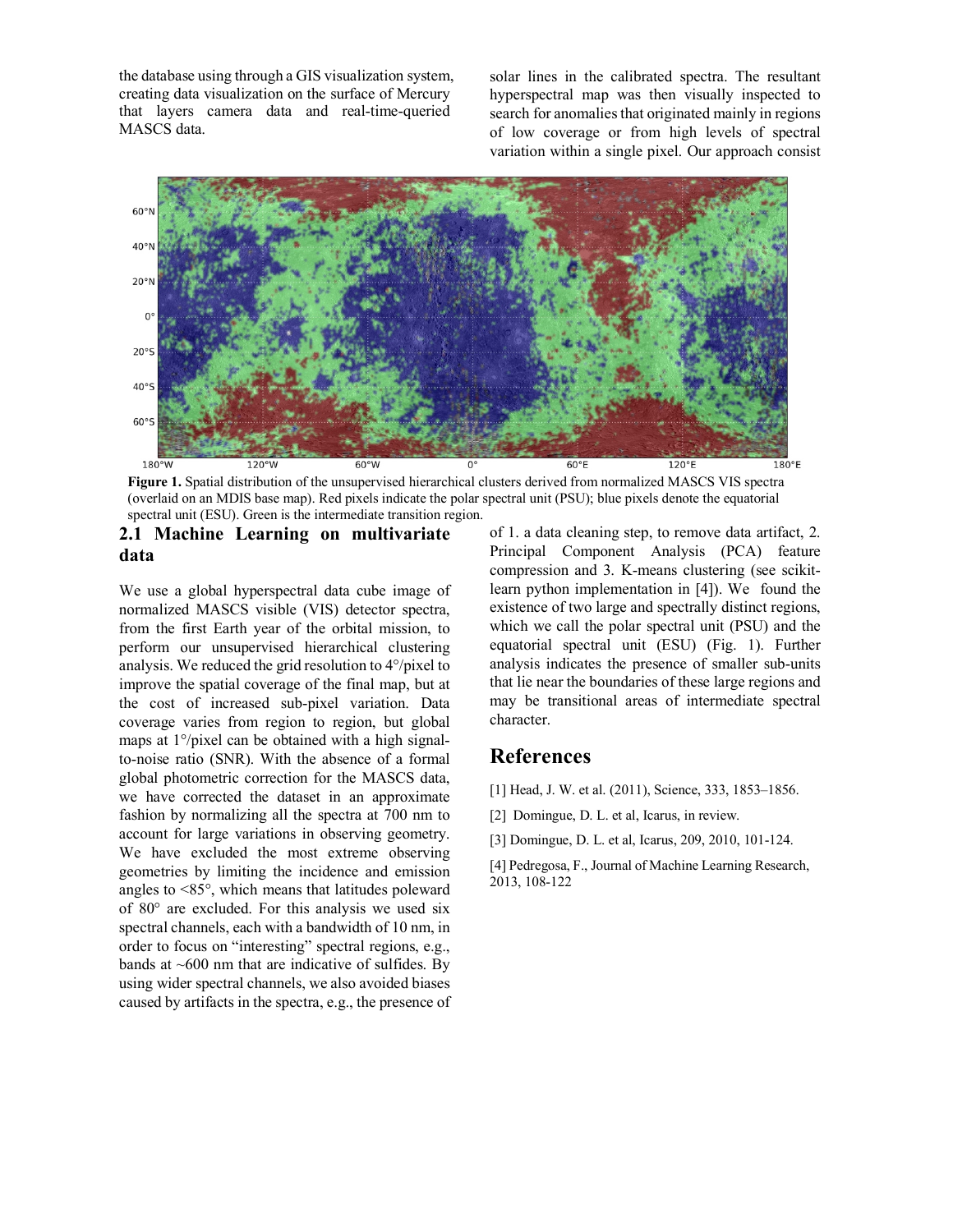the database using through a GIS visualization system, creating data visualization on the surface of Mercury that layers camera data and real-time-queried MASCS data.

60°N
40°N
20°N
0°
20°S
40°S
60°S
180°W 120°W 60°W 0° 60°E 120°E 180°E

**Figure 1.** Spatial distribution of the unsupervised hierarchical clusters derived from normalized MASCS VIS spectra (overlaid on an MDIS base map). Red pixels indicate the polar spectral unit (PSU); blue pixels denote the equatorial spectral unit (ESU). Green is the intermediate transition region.

## 2.1 Machine Learning on multivariate data

We use a global hyperspectral data cube image of normalized MASCS visible (VIS) detector spectra, from the first Earth year of the orbital mission, to perform our unsupervised hierarchical clustering analysis. We reduced the grid resolution to 4°/pixel to improve the spatial coverage of the final map, but at the cost of increased sub-pixel variation. Data coverage varies from region to region, but global maps at 1°/pixel can be obtained with a high signal-to-noise ratio (SNR). With the absence of a formal global photometric correction for the MASCS data, we have corrected the dataset in an approximate fashion by normalizing all the spectra at 700 nm to account for large variations in observing geometry. We have excluded the most extreme observing geometries by limiting the incidence and emission angles to <85°, which means that latitudes poleward of 80° are excluded. For this analysis we used six spectral channels, each with a bandwidth of 10 nm, in order to focus on "interesting" spectral regions, e.g., bands at ~600 nm that are indicative of sulfides. By using wider spectral channels, we also avoided biases caused by artifacts in the spectra, e.g., the presence of solar lines in the calibrated spectra. The resultant hyperspectral map was then visually inspected to search for anomalies that originated mainly in regions of low coverage or from high levels of spectral variation within a single pixel. Our approach consist of 1. a data cleaning step, to remove data artifact, 2. Principal Component Analysis (PCA) feature compression and 3. K-means clustering (see scikit-learn python implementation in [4]). We found the existence of two large and spectrally distinct regions, which we call the polar spectral unit (PSU) and the equatorial spectral unit (ESU) (Fig. 1). Further analysis indicates the presence of smaller sub-units that lie near the boundaries of these large regions and may be transitional areas of intermediate spectral character.

# References

[1] Head, J. W. et al. (2011), Science, 333, 1853–1856.

[2] Domingue, D. L. et al, Icarus, in review.

[3] Domingue, D. L. et al, Icarus, 209, 2010, 101-124.

[4] Pedregosa, F., Journal of Machine Learning Research, 2013, 108-122